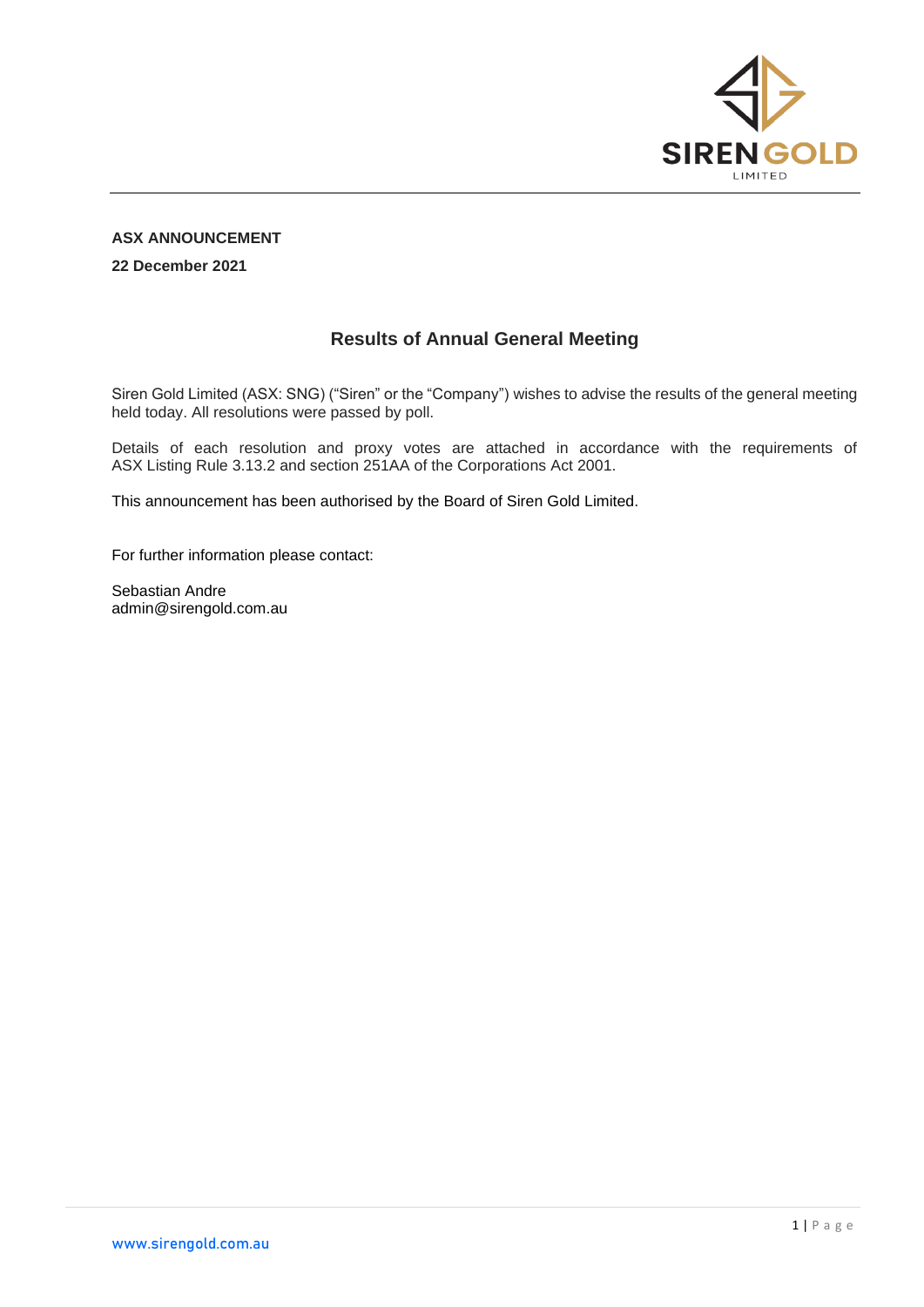**ASX ANNOUNCEMENT**

**22 December 2021**

## Results of Annual General Meeting

Siren Gold Limited (ASX: SNG) ("Siren" or the "Company") wishes to advise the results of the general meeting held today. All resolutions were passed by poll.

Details of each resolution and proxy votes are attached in accordance with the requirements of ASX Listing Rule 3.13.2 and section 251AA of the Corporations Act 2001.

This announcement has been authorised by the Board of Siren Gold Limited.

For further information please contact:

Sebastian Andre
admin@sirengold.com.au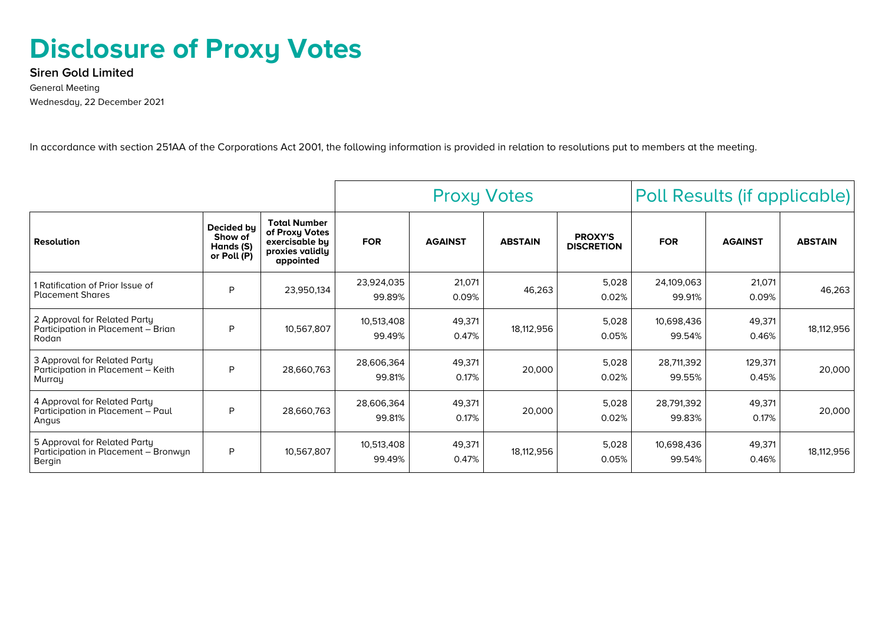# Disclosure of Proxy Votes

**Siren Gold Limited**

General Meeting

Wednesday, 22 December 2021

In accordance with section 251AA of the Corporations Act 2001, the following information is provided in relation to resolutions put to members at the meeting.

| | | | Proxy Votes | | | | Poll Results (if applicable) | | |
|---|---|---|---|---|---|---|---|---|---|
| **Resolution** | **Decided by Show of Hands (S) or Poll (P)** | **Total Number of Proxy Votes exercisable by proxies validly appointed** | **FOR** | **AGAINST** | **ABSTAIN** | **PROXY'S DISCRETION** | **FOR** | **AGAINST** | **ABSTAIN** |
| 1 Ratification of Prior Issue of Placement Shares | P | 23,950,134 | 23,924,035 99.89% | 21,071 0.09% | 46,263 | 5,028 0.02% | 24,109,063 99.91% | 21,071 0.09% | 46,263 |
| 2 Approval for Related Party Participation in Placement – Brian Rodan | P | 10,567,807 | 10,513,408 99.49% | 49,371 0.47% | 18,112,956 | 5,028 0.05% | 10,698,436 99.54% | 49,371 0.46% | 18,112,956 |
| 3 Approval for Related Party Participation in Placement – Keith Murray | P | 28,660,763 | 28,606,364 99.81% | 49,371 0.17% | 20,000 | 5,028 0.02% | 28,711,392 99.55% | 129,371 0.45% | 20,000 |
| 4 Approval for Related Party Participation in Placement – Paul Angus | P | 28,660,763 | 28,606,364 99.81% | 49,371 0.17% | 20,000 | 5,028 0.02% | 28,791,392 99.83% | 49,371 0.17% | 20,000 |
| 5 Approval for Related Party Participation in Placement – Bronwyn Bergin | P | 10,567,807 | 10,513,408 99.49% | 49,371 0.47% | 18,112,956 | 5,028 0.05% | 10,698,436 99.54% | 49,371 0.46% | 18,112,956 |